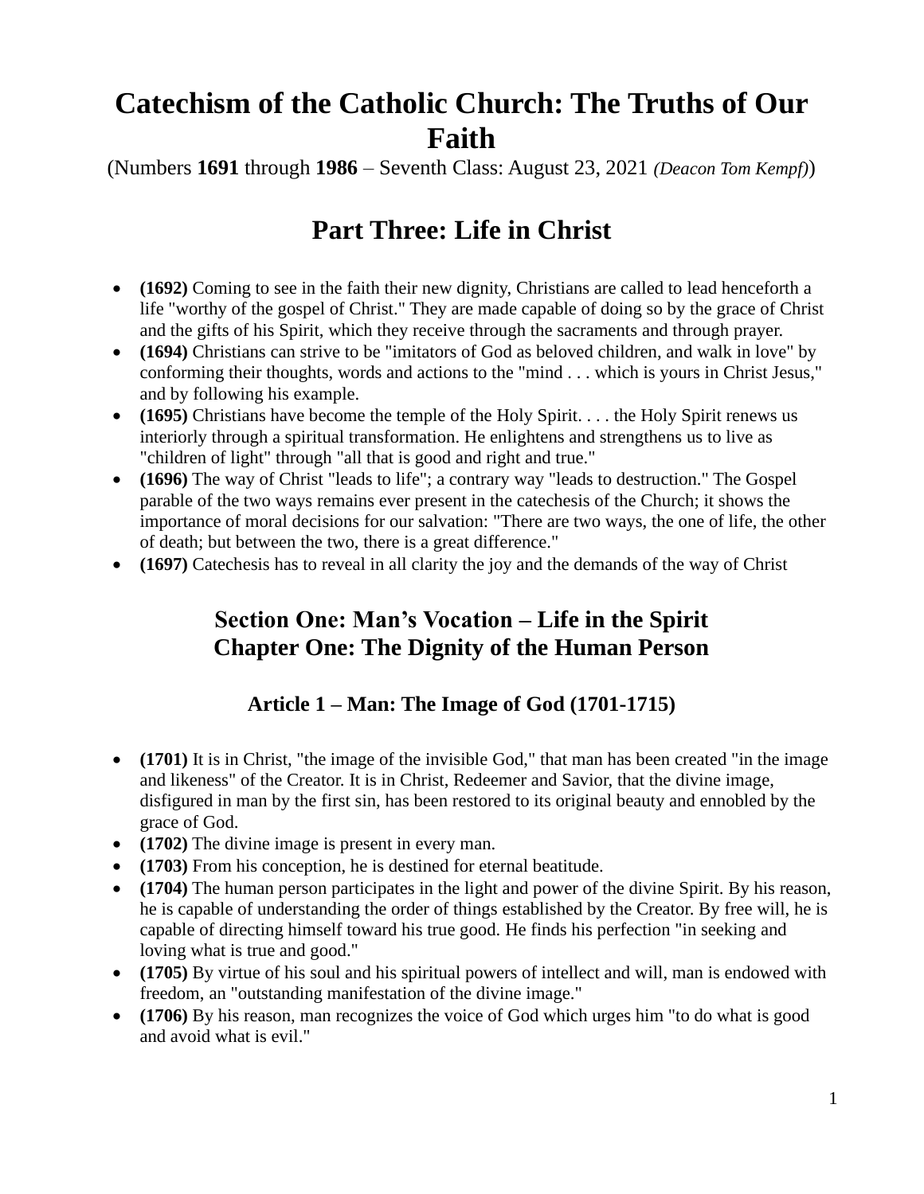# Catechism of the Catholic Church: The Truths of Our Faith

(Numbers **1691** through **1986** – Seventh Class: August 23, 2021 *(Deacon Tom Kempf)*)

## Part Three: Life in Christ

- **(1692)** Coming to see in the faith their new dignity, Christians are called to lead henceforth a life "worthy of the gospel of Christ." They are made capable of doing so by the grace of Christ and the gifts of his Spirit, which they receive through the sacraments and through prayer.
- **(1694)** Christians can strive to be "imitators of God as beloved children, and walk in love" by conforming their thoughts, words and actions to the "mind . . . which is yours in Christ Jesus," and by following his example.
- **(1695)** Christians have become the temple of the Holy Spirit. . . . the Holy Spirit renews us interiorly through a spiritual transformation. He enlightens and strengthens us to live as "children of light" through "all that is good and right and true."
- **(1696)** The way of Christ "leads to life"; a contrary way "leads to destruction." The Gospel parable of the two ways remains ever present in the catechesis of the Church; it shows the importance of moral decisions for our salvation: "There are two ways, the one of life, the other of death; but between the two, there is a great difference."
- **(1697)** Catechesis has to reveal in all clarity the joy and the demands of the way of Christ

### Section One: Man's Vocation – Life in the Spirit
### Chapter One: The Dignity of the Human Person

#### Article 1 – Man: The Image of God (1701-1715)

- **(1701)** It is in Christ, "the image of the invisible God," that man has been created "in the image and likeness" of the Creator. It is in Christ, Redeemer and Savior, that the divine image, disfigured in man by the first sin, has been restored to its original beauty and ennobled by the grace of God.
- **(1702)** The divine image is present in every man.
- **(1703)** From his conception, he is destined for eternal beatitude.
- **(1704)** The human person participates in the light and power of the divine Spirit. By his reason, he is capable of understanding the order of things established by the Creator. By free will, he is capable of directing himself toward his true good. He finds his perfection "in seeking and loving what is true and good."
- **(1705)** By virtue of his soul and his spiritual powers of intellect and will, man is endowed with freedom, an "outstanding manifestation of the divine image."
- **(1706)** By his reason, man recognizes the voice of God which urges him "to do what is good and avoid what is evil."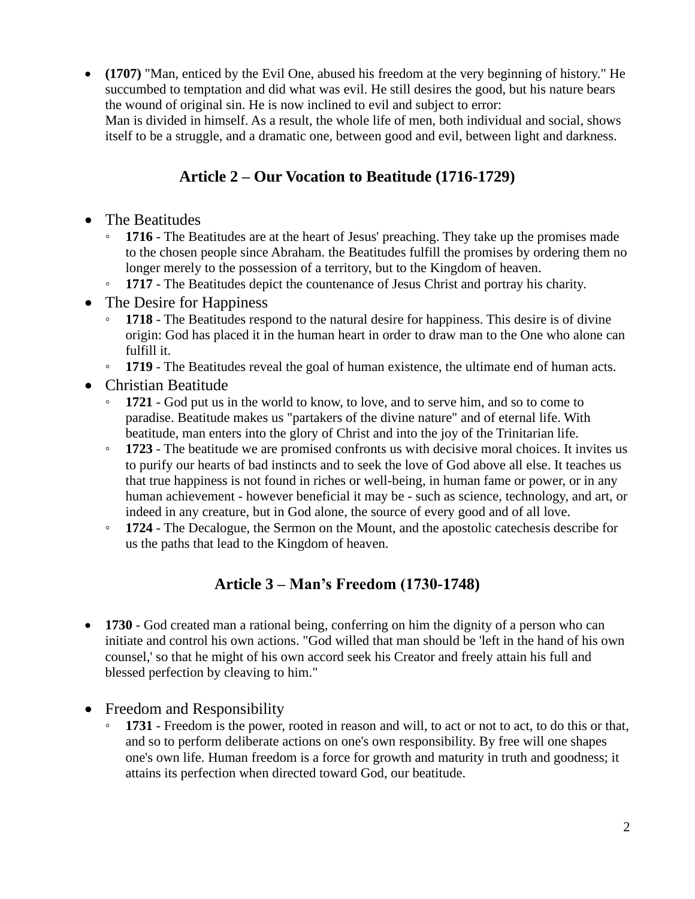- **(1707)** "Man, enticed by the Evil One, abused his freedom at the very beginning of history." He succumbed to temptation and did what was evil. He still desires the good, but his nature bears the wound of original sin. He is now inclined to evil and subject to error:
  Man is divided in himself. As a result, the whole life of men, both individual and social, shows itself to be a struggle, and a dramatic one, between good and evil, between light and darkness.

## Article 2 – Our Vocation to Beatitude (1716-1729)

- The Beatitudes
  - **1716** - The Beatitudes are at the heart of Jesus' preaching. They take up the promises made to the chosen people since Abraham. the Beatitudes fulfill the promises by ordering them no longer merely to the possession of a territory, but to the Kingdom of heaven.
  - **1717** - The Beatitudes depict the countenance of Jesus Christ and portray his charity.
- The Desire for Happiness
  - **1718** - The Beatitudes respond to the natural desire for happiness. This desire is of divine origin: God has placed it in the human heart in order to draw man to the One who alone can fulfill it.
  - **1719** - The Beatitudes reveal the goal of human existence, the ultimate end of human acts.
- Christian Beatitude
  - **1721** - God put us in the world to know, to love, and to serve him, and so to come to paradise. Beatitude makes us "partakers of the divine nature" and of eternal life. With beatitude, man enters into the glory of Christ and into the joy of the Trinitarian life.
  - **1723** - The beatitude we are promised confronts us with decisive moral choices. It invites us to purify our hearts of bad instincts and to seek the love of God above all else. It teaches us that true happiness is not found in riches or well-being, in human fame or power, or in any human achievement - however beneficial it may be - such as science, technology, and art, or indeed in any creature, but in God alone, the source of every good and of all love.
  - **1724** - The Decalogue, the Sermon on the Mount, and the apostolic catechesis describe for us the paths that lead to the Kingdom of heaven.

## Article 3 – Man's Freedom (1730-1748)

- **1730** - God created man a rational being, conferring on him the dignity of a person who can initiate and control his own actions. "God willed that man should be 'left in the hand of his own counsel,' so that he might of his own accord seek his Creator and freely attain his full and blessed perfection by cleaving to him."

- Freedom and Responsibility
  - **1731** - Freedom is the power, rooted in reason and will, to act or not to act, to do this or that, and so to perform deliberate actions on one's own responsibility. By free will one shapes one's own life. Human freedom is a force for growth and maturity in truth and goodness; it attains its perfection when directed toward God, our beatitude.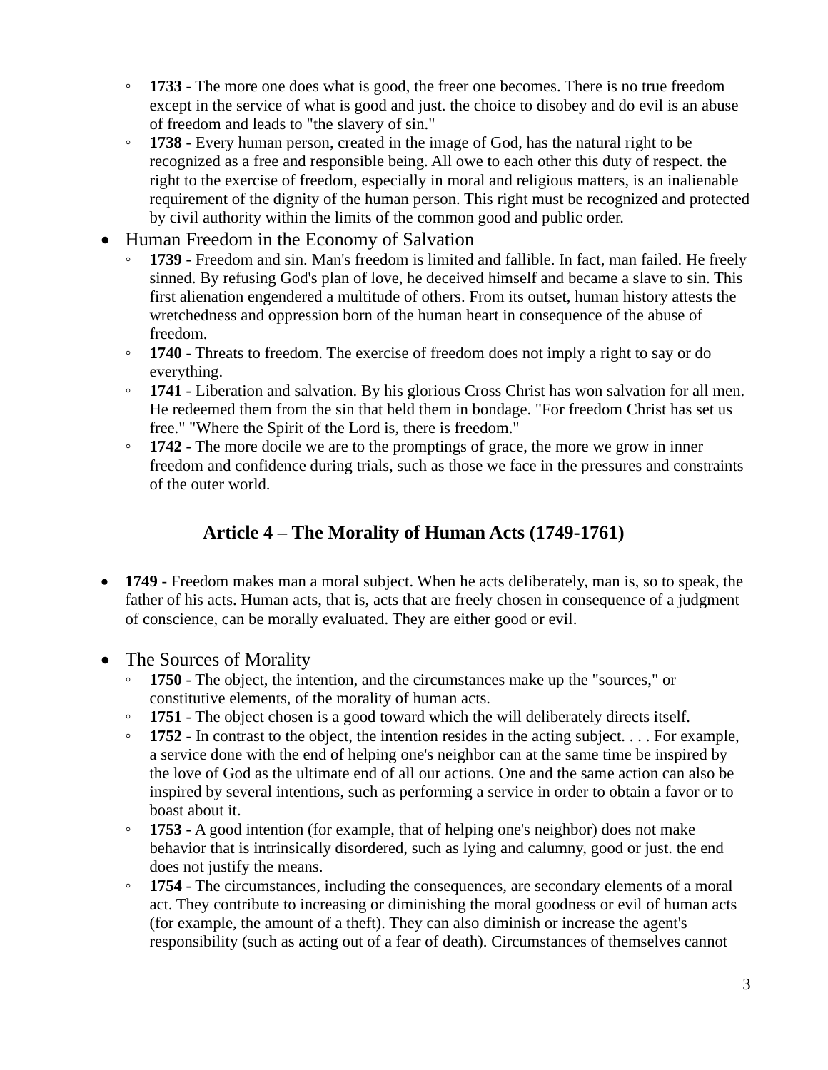- **1733** - The more one does what is good, the freer one becomes. There is no true freedom except in the service of what is good and just. the choice to disobey and do evil is an abuse of freedom and leads to "the slavery of sin."
- **1738** - Every human person, created in the image of God, has the natural right to be recognized as a free and responsible being. All owe to each other this duty of respect. the right to the exercise of freedom, especially in moral and religious matters, is an inalienable requirement of the dignity of the human person. This right must be recognized and protected by civil authority within the limits of the common good and public order.

- Human Freedom in the Economy of Salvation
  - **1739** - Freedom and sin. Man's freedom is limited and fallible. In fact, man failed. He freely sinned. By refusing God's plan of love, he deceived himself and became a slave to sin. This first alienation engendered a multitude of others. From its outset, human history attests the wretchedness and oppression born of the human heart in consequence of the abuse of freedom.
  - **1740** - Threats to freedom. The exercise of freedom does not imply a right to say or do everything.
  - **1741** - Liberation and salvation. By his glorious Cross Christ has won salvation for all men. He redeemed them from the sin that held them in bondage. "For freedom Christ has set us free." "Where the Spirit of the Lord is, there is freedom."
  - **1742** - The more docile we are to the promptings of grace, the more we grow in inner freedom and confidence during trials, such as those we face in the pressures and constraints of the outer world.

## Article 4 – The Morality of Human Acts (1749-1761)

- **1749** - Freedom makes man a moral subject. When he acts deliberately, man is, so to speak, the father of his acts. Human acts, that is, acts that are freely chosen in consequence of a judgment of conscience, can be morally evaluated. They are either good or evil.

- The Sources of Morality
  - **1750** - The object, the intention, and the circumstances make up the "sources," or constitutive elements, of the morality of human acts.
  - **1751** - The object chosen is a good toward which the will deliberately directs itself.
  - **1752** - In contrast to the object, the intention resides in the acting subject. . . . For example, a service done with the end of helping one's neighbor can at the same time be inspired by the love of God as the ultimate end of all our actions. One and the same action can also be inspired by several intentions, such as performing a service in order to obtain a favor or to boast about it.
  - **1753** - A good intention (for example, that of helping one's neighbor) does not make behavior that is intrinsically disordered, such as lying and calumny, good or just. the end does not justify the means.
  - **1754** - The circumstances, including the consequences, are secondary elements of a moral act. They contribute to increasing or diminishing the moral goodness or evil of human acts (for example, the amount of a theft). They can also diminish or increase the agent's responsibility (such as acting out of a fear of death). Circumstances of themselves cannot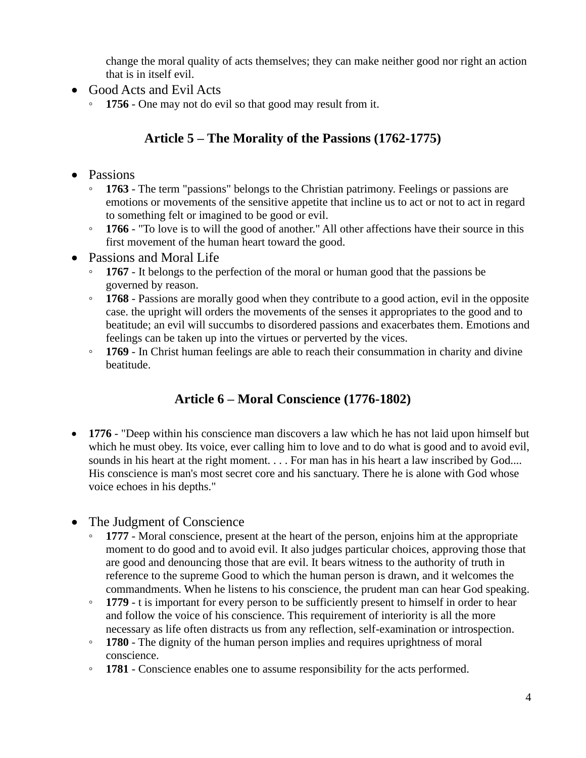change the moral quality of acts themselves; they can make neither good nor right an action that is in itself evil.

- Good Acts and Evil Acts
  - **1756** - One may not do evil so that good may result from it.

## Article 5 – The Morality of the Passions (1762-1775)

- Passions
  - **1763** - The term "passions" belongs to the Christian patrimony. Feelings or passions are emotions or movements of the sensitive appetite that incline us to act or not to act in regard to something felt or imagined to be good or evil.
  - **1766** - "To love is to will the good of another." All other affections have their source in this first movement of the human heart toward the good.
- Passions and Moral Life
  - **1767** - It belongs to the perfection of the moral or human good that the passions be governed by reason.
  - **1768** - Passions are morally good when they contribute to a good action, evil in the opposite case. the upright will orders the movements of the senses it appropriates to the good and to beatitude; an evil will succumbs to disordered passions and exacerbates them. Emotions and feelings can be taken up into the virtues or perverted by the vices.
  - **1769** - In Christ human feelings are able to reach their consummation in charity and divine beatitude.

## Article 6 – Moral Conscience (1776-1802)

- **1776** - "Deep within his conscience man discovers a law which he has not laid upon himself but which he must obey. Its voice, ever calling him to love and to do what is good and to avoid evil, sounds in his heart at the right moment. . . . For man has in his heart a law inscribed by God.... His conscience is man's most secret core and his sanctuary. There he is alone with God whose voice echoes in his depths."

- The Judgment of Conscience
  - **1777** - Moral conscience, present at the heart of the person, enjoins him at the appropriate moment to do good and to avoid evil. It also judges particular choices, approving those that are good and denouncing those that are evil. It bears witness to the authority of truth in reference to the supreme Good to which the human person is drawn, and it welcomes the commandments. When he listens to his conscience, the prudent man can hear God speaking.
  - **1779** - t is important for every person to be sufficiently present to himself in order to hear and follow the voice of his conscience. This requirement of interiority is all the more necessary as life often distracts us from any reflection, self-examination or introspection.
  - **1780** - The dignity of the human person implies and requires uprightness of moral conscience.
  - **1781** - Conscience enables one to assume responsibility for the acts performed.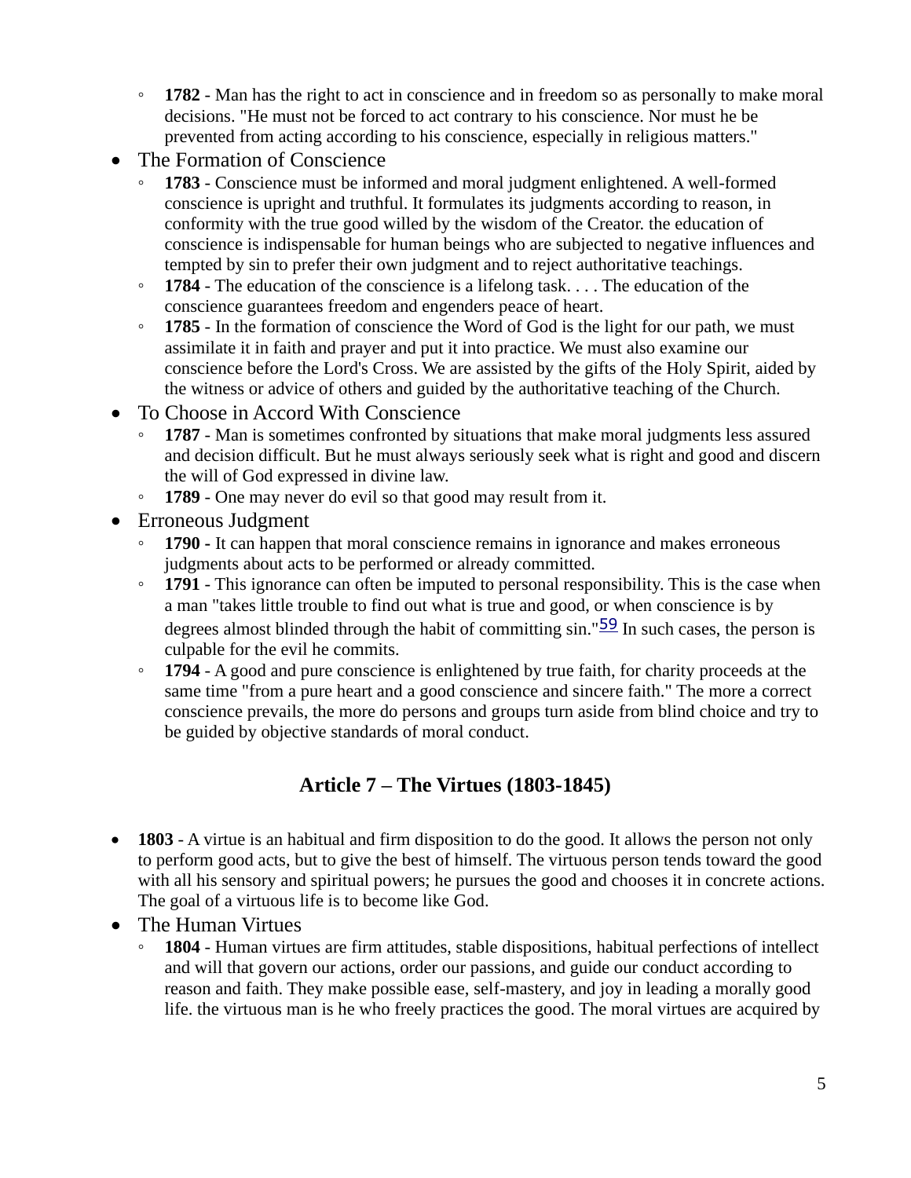- **1782** - Man has the right to act in conscience and in freedom so as personally to make moral decisions. "He must not be forced to act contrary to his conscience. Nor must he be prevented from acting according to his conscience, especially in religious matters."

- The Formation of Conscience
  - **1783** - Conscience must be informed and moral judgment enlightened. A well-formed conscience is upright and truthful. It formulates its judgments according to reason, in conformity with the true good willed by the wisdom of the Creator. the education of conscience is indispensable for human beings who are subjected to negative influences and tempted by sin to prefer their own judgment and to reject authoritative teachings.
  - **1784** - The education of the conscience is a lifelong task. . . . The education of the conscience guarantees freedom and engenders peace of heart.
  - **1785** - In the formation of conscience the Word of God is the light for our path, we must assimilate it in faith and prayer and put it into practice. We must also examine our conscience before the Lord's Cross. We are assisted by the gifts of the Holy Spirit, aided by the witness or advice of others and guided by the authoritative teaching of the Church.
- To Choose in Accord With Conscience
  - **1787** - Man is sometimes confronted by situations that make moral judgments less assured and decision difficult. But he must always seriously seek what is right and good and discern the will of God expressed in divine law.
  - **1789** - One may never do evil so that good may result from it.
- Erroneous Judgment
  - **1790** - It can happen that moral conscience remains in ignorance and makes erroneous judgments about acts to be performed or already committed.
  - **1791** - This ignorance can often be imputed to personal responsibility. This is the case when a man "takes little trouble to find out what is true and good, or when conscience is by degrees almost blinded through the habit of committing sin."[59] In such cases, the person is culpable for the evil he commits.
  - **1794** - A good and pure conscience is enlightened by true faith, for charity proceeds at the same time "from a pure heart and a good conscience and sincere faith." The more a correct conscience prevails, the more do persons and groups turn aside from blind choice and try to be guided by objective standards of moral conduct.

## Article 7 – The Virtues (1803-1845)

- **1803** - A virtue is an habitual and firm disposition to do the good. It allows the person not only to perform good acts, but to give the best of himself. The virtuous person tends toward the good with all his sensory and spiritual powers; he pursues the good and chooses it in concrete actions. The goal of a virtuous life is to become like God.
- The Human Virtues
  - **1804** - Human virtues are firm attitudes, stable dispositions, habitual perfections of intellect and will that govern our actions, order our passions, and guide our conduct according to reason and faith. They make possible ease, self-mastery, and joy in leading a morally good life. the virtuous man is he who freely practices the good. The moral virtues are acquired by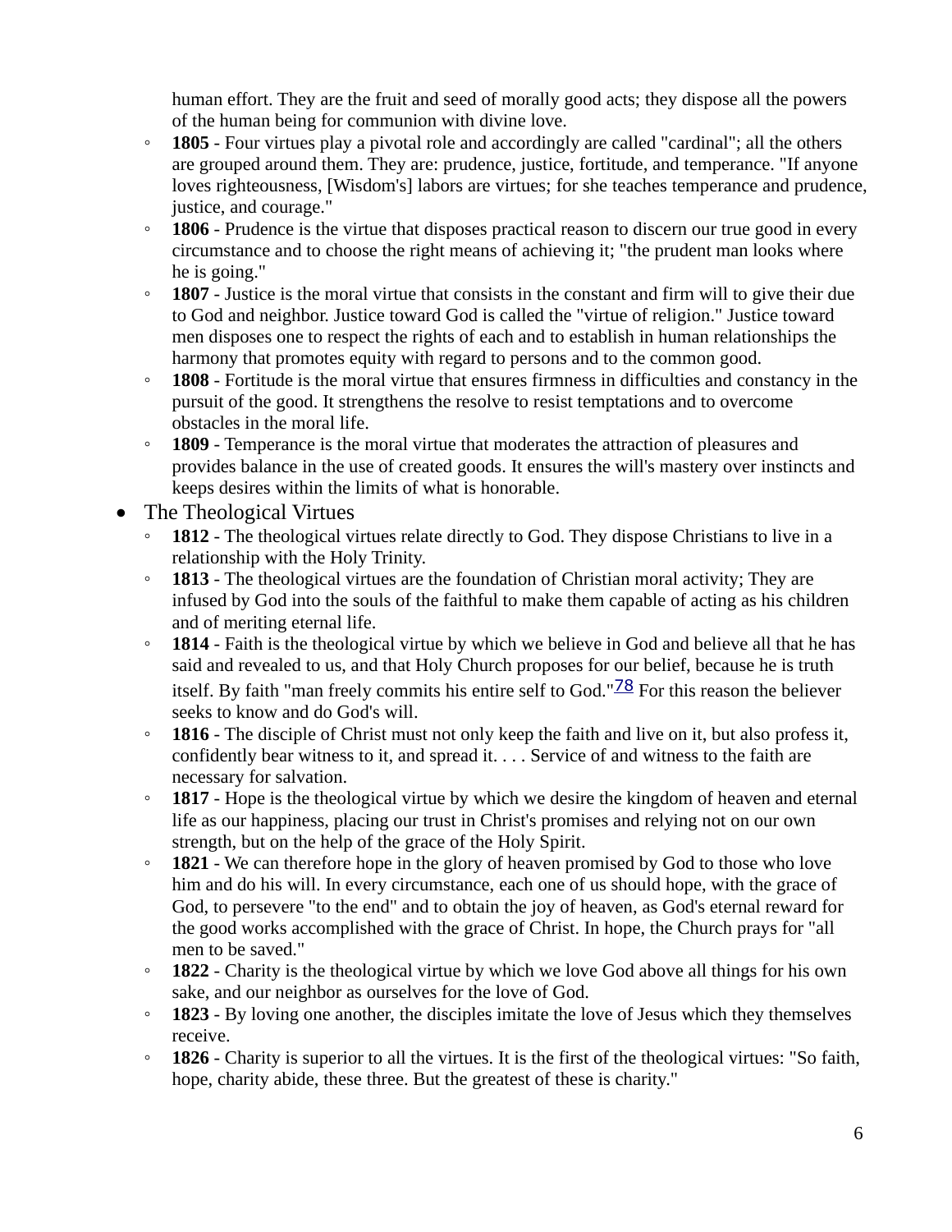human effort. They are the fruit and seed of morally good acts; they dispose all the powers of the human being for communion with divine love.
    - **1805** - Four virtues play a pivotal role and accordingly are called "cardinal"; all the others are grouped around them. They are: prudence, justice, fortitude, and temperance. "If anyone loves righteousness, [Wisdom's] labors are virtues; for she teaches temperance and prudence, justice, and courage."
    - **1806** - Prudence is the virtue that disposes practical reason to discern our true good in every circumstance and to choose the right means of achieving it; "the prudent man looks where he is going."
    - **1807** - Justice is the moral virtue that consists in the constant and firm will to give their due to God and neighbor. Justice toward God is called the "virtue of religion." Justice toward men disposes one to respect the rights of each and to establish in human relationships the harmony that promotes equity with regard to persons and to the common good.
    - **1808** - Fortitude is the moral virtue that ensures firmness in difficulties and constancy in the pursuit of the good. It strengthens the resolve to resist temptations and to overcome obstacles in the moral life.
    - **1809** - Temperance is the moral virtue that moderates the attraction of pleasures and provides balance in the use of created goods. It ensures the will's mastery over instincts and keeps desires within the limits of what is honorable.
- The Theological Virtues
    - **1812** - The theological virtues relate directly to God. They dispose Christians to live in a relationship with the Holy Trinity.
    - **1813** - The theological virtues are the foundation of Christian moral activity; They are infused by God into the souls of the faithful to make them capable of acting as his children and of meriting eternal life.
    - **1814** - Faith is the theological virtue by which we believe in God and believe all that he has said and revealed to us, and that Holy Church proposes for our belief, because he is truth itself. By faith "man freely commits his entire self to God."[78] For this reason the believer seeks to know and do God's will.
    - **1816** - The disciple of Christ must not only keep the faith and live on it, but also profess it, confidently bear witness to it, and spread it. . . . Service of and witness to the faith are necessary for salvation.
    - **1817** - Hope is the theological virtue by which we desire the kingdom of heaven and eternal life as our happiness, placing our trust in Christ's promises and relying not on our own strength, but on the help of the grace of the Holy Spirit.
    - **1821** - We can therefore hope in the glory of heaven promised by God to those who love him and do his will. In every circumstance, each one of us should hope, with the grace of God, to persevere "to the end" and to obtain the joy of heaven, as God's eternal reward for the good works accomplished with the grace of Christ. In hope, the Church prays for "all men to be saved."
    - **1822** - Charity is the theological virtue by which we love God above all things for his own sake, and our neighbor as ourselves for the love of God.
    - **1823** - By loving one another, the disciples imitate the love of Jesus which they themselves receive.
    - **1826** - Charity is superior to all the virtues. It is the first of the theological virtues: "So faith, hope, charity abide, these three. But the greatest of these is charity."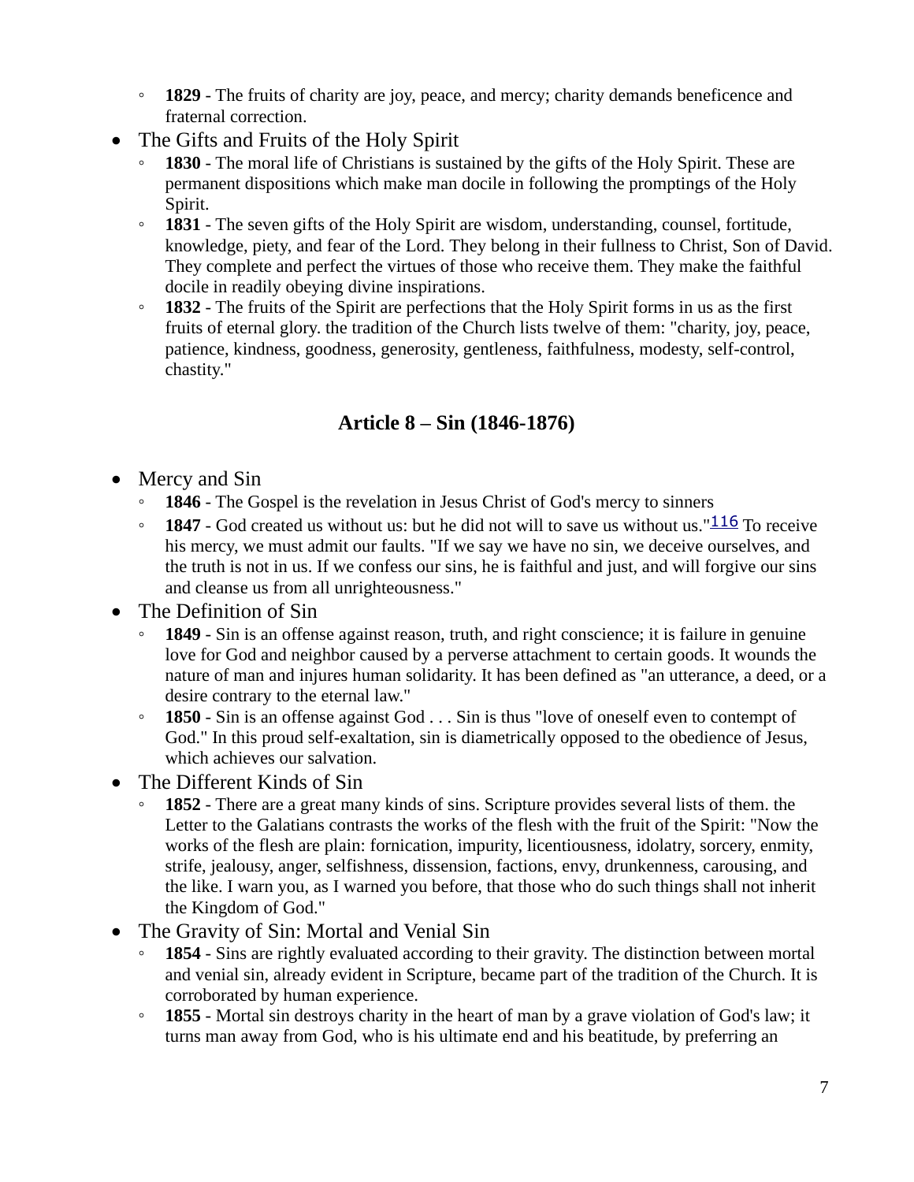- **1829** - The fruits of charity are joy, peace, and mercy; charity demands beneficence and fraternal correction.

- The Gifts and Fruits of the Holy Spirit
  - **1830** - The moral life of Christians is sustained by the gifts of the Holy Spirit. These are permanent dispositions which make man docile in following the promptings of the Holy Spirit.
  - **1831** - The seven gifts of the Holy Spirit are wisdom, understanding, counsel, fortitude, knowledge, piety, and fear of the Lord. They belong in their fullness to Christ, Son of David. They complete and perfect the virtues of those who receive them. They make the faithful docile in readily obeying divine inspirations.
  - **1832** - The fruits of the Spirit are perfections that the Holy Spirit forms in us as the first fruits of eternal glory. the tradition of the Church lists twelve of them: "charity, joy, peace, patience, kindness, goodness, generosity, gentleness, faithfulness, modesty, self-control, chastity."

## Article 8 – Sin (1846-1876)

- Mercy and Sin
  - **1846** - The Gospel is the revelation in Jesus Christ of God's mercy to sinners
  - **1847** - God created us without us: but he did not will to save us without us."[116] To receive his mercy, we must admit our faults. "If we say we have no sin, we deceive ourselves, and the truth is not in us. If we confess our sins, he is faithful and just, and will forgive our sins and cleanse us from all unrighteousness."
- The Definition of Sin
  - **1849** - Sin is an offense against reason, truth, and right conscience; it is failure in genuine love for God and neighbor caused by a perverse attachment to certain goods. It wounds the nature of man and injures human solidarity. It has been defined as "an utterance, a deed, or a desire contrary to the eternal law."
  - **1850** - Sin is an offense against God . . . Sin is thus "love of oneself even to contempt of God." In this proud self-exaltation, sin is diametrically opposed to the obedience of Jesus, which achieves our salvation.
- The Different Kinds of Sin
  - **1852** - There are a great many kinds of sins. Scripture provides several lists of them. the Letter to the Galatians contrasts the works of the flesh with the fruit of the Spirit: "Now the works of the flesh are plain: fornication, impurity, licentiousness, idolatry, sorcery, enmity, strife, jealousy, anger, selfishness, dissension, factions, envy, drunkenness, carousing, and the like. I warn you, as I warned you before, that those who do such things shall not inherit the Kingdom of God."
- The Gravity of Sin: Mortal and Venial Sin
  - **1854** - Sins are rightly evaluated according to their gravity. The distinction between mortal and venial sin, already evident in Scripture, became part of the tradition of the Church. It is corroborated by human experience.
  - **1855** - Mortal sin destroys charity in the heart of man by a grave violation of God's law; it turns man away from God, who is his ultimate end and his beatitude, by preferring an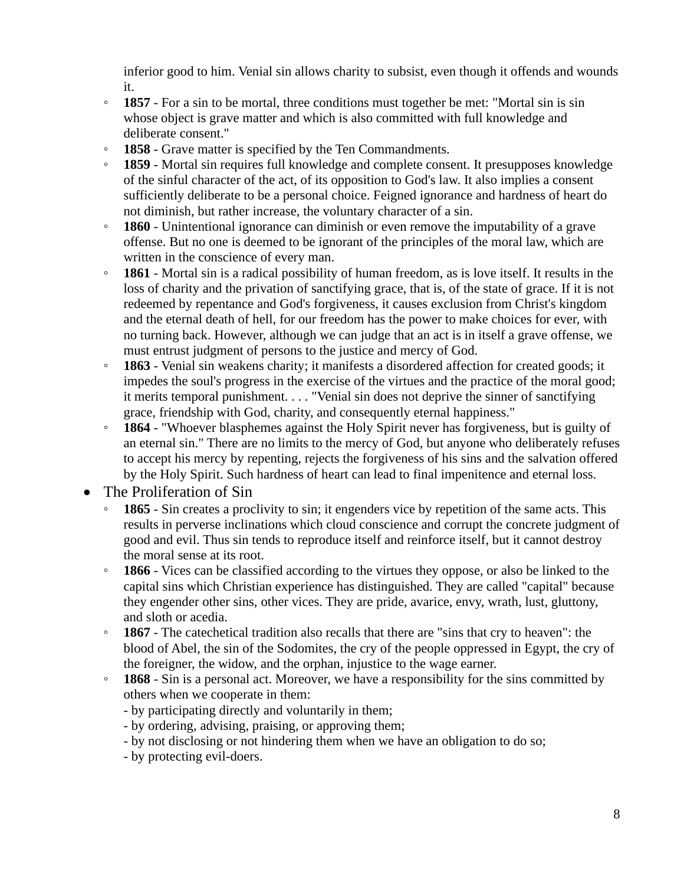inferior good to him. Venial sin allows charity to subsist, even though it offends and wounds it.

- **1857** - For a sin to be mortal, three conditions must together be met: "Mortal sin is sin whose object is grave matter and which is also committed with full knowledge and deliberate consent."
- **1858** - Grave matter is specified by the Ten Commandments.
- **1859** - Mortal sin requires full knowledge and complete consent. It presupposes knowledge of the sinful character of the act, of its opposition to God's law. It also implies a consent sufficiently deliberate to be a personal choice. Feigned ignorance and hardness of heart do not diminish, but rather increase, the voluntary character of a sin.
- **1860** - Unintentional ignorance can diminish or even remove the imputability of a grave offense. But no one is deemed to be ignorant of the principles of the moral law, which are written in the conscience of every man.
- **1861** - Mortal sin is a radical possibility of human freedom, as is love itself. It results in the loss of charity and the privation of sanctifying grace, that is, of the state of grace. If it is not redeemed by repentance and God's forgiveness, it causes exclusion from Christ's kingdom and the eternal death of hell, for our freedom has the power to make choices for ever, with no turning back. However, although we can judge that an act is in itself a grave offense, we must entrust judgment of persons to the justice and mercy of God.
- **1863** - Venial sin weakens charity; it manifests a disordered affection for created goods; it impedes the soul's progress in the exercise of the virtues and the practice of the moral good; it merits temporal punishment. . . . "Venial sin does not deprive the sinner of sanctifying grace, friendship with God, charity, and consequently eternal happiness."
- **1864** - "Whoever blasphemes against the Holy Spirit never has forgiveness, but is guilty of an eternal sin." There are no limits to the mercy of God, but anyone who deliberately refuses to accept his mercy by repenting, rejects the forgiveness of his sins and the salvation offered by the Holy Spirit. Such hardness of heart can lead to final impenitence and eternal loss.

- The Proliferation of Sin
  - **1865** - Sin creates a proclivity to sin; it engenders vice by repetition of the same acts. This results in perverse inclinations which cloud conscience and corrupt the concrete judgment of good and evil. Thus sin tends to reproduce itself and reinforce itself, but it cannot destroy the moral sense at its root.
  - **1866** - Vices can be classified according to the virtues they oppose, or also be linked to the capital sins which Christian experience has distinguished. They are called "capital" because they engender other sins, other vices. They are pride, avarice, envy, wrath, lust, gluttony, and sloth or acedia.
  - **1867** - The catechetical tradition also recalls that there are "sins that cry to heaven": the blood of Abel, the sin of the Sodomites, the cry of the people oppressed in Egypt, the cry of the foreigner, the widow, and the orphan, injustice to the wage earner.
  - **1868** - Sin is a personal act. Moreover, we have a responsibility for the sins committed by others when we cooperate in them:
    - by participating directly and voluntarily in them;
    - by ordering, advising, praising, or approving them;
    - by not disclosing or not hindering them when we have an obligation to do so;
    - by protecting evil-doers.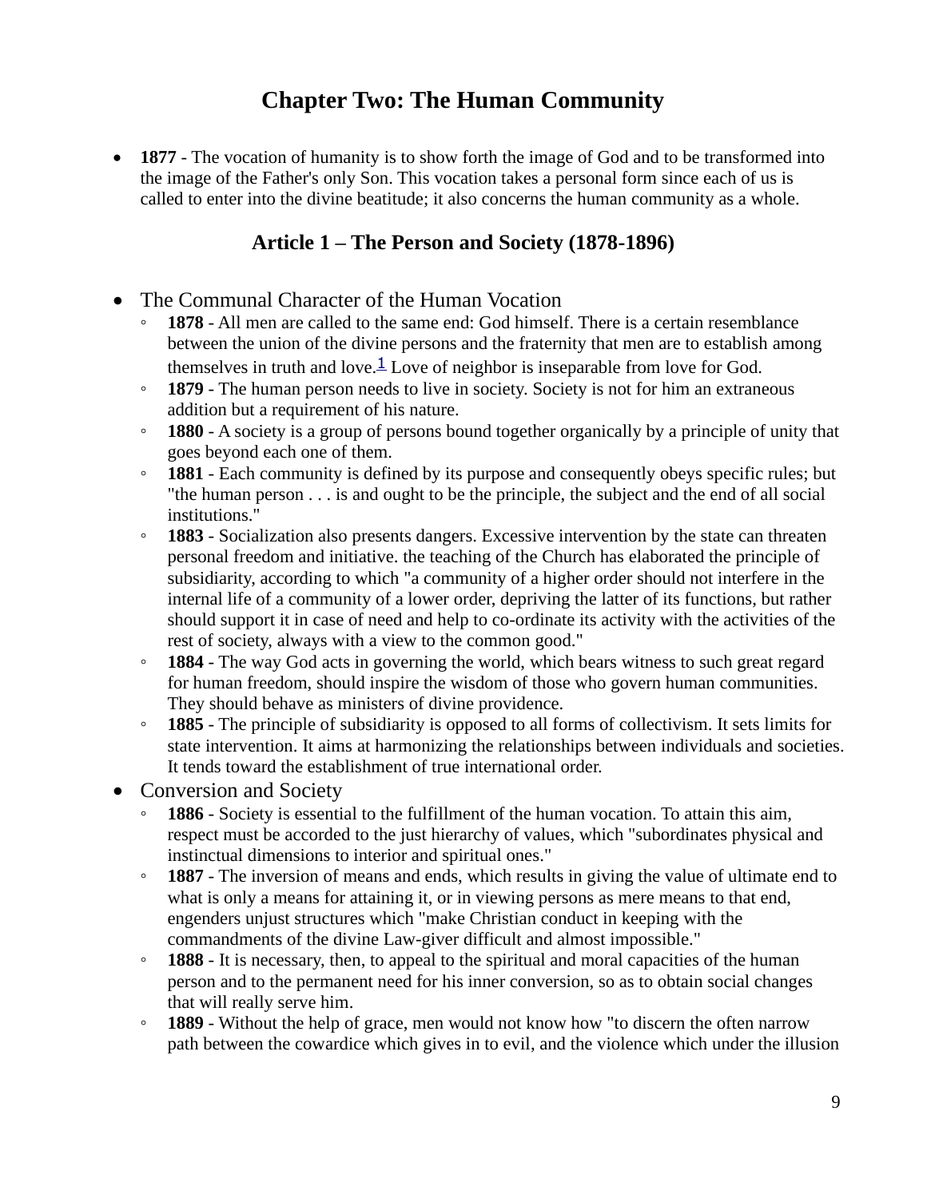# Chapter Two: The Human Community

- **1877** - The vocation of humanity is to show forth the image of God and to be transformed into the image of the Father's only Son. This vocation takes a personal form since each of us is called to enter into the divine beatitude; it also concerns the human community as a whole.

## Article 1 – The Person and Society (1878-1896)

- The Communal Character of the Human Vocation
  - **1878** - All men are called to the same end: God himself. There is a certain resemblance between the union of the divine persons and the fraternity that men are to establish among themselves in truth and love.[1] Love of neighbor is inseparable from love for God.
  - **1879** - The human person needs to live in society. Society is not for him an extraneous addition but a requirement of his nature.
  - **1880** - A society is a group of persons bound together organically by a principle of unity that goes beyond each one of them.
  - **1881** - Each community is defined by its purpose and consequently obeys specific rules; but "the human person . . . is and ought to be the principle, the subject and the end of all social institutions."
  - **1883** - Socialization also presents dangers. Excessive intervention by the state can threaten personal freedom and initiative. the teaching of the Church has elaborated the principle of subsidiarity, according to which "a community of a higher order should not interfere in the internal life of a community of a lower order, depriving the latter of its functions, but rather should support it in case of need and help to co-ordinate its activity with the activities of the rest of society, always with a view to the common good."
  - **1884** - The way God acts in governing the world, which bears witness to such great regard for human freedom, should inspire the wisdom of those who govern human communities. They should behave as ministers of divine providence.
  - **1885** - The principle of subsidiarity is opposed to all forms of collectivism. It sets limits for state intervention. It aims at harmonizing the relationships between individuals and societies. It tends toward the establishment of true international order.
- Conversion and Society
  - **1886** - Society is essential to the fulfillment of the human vocation. To attain this aim, respect must be accorded to the just hierarchy of values, which "subordinates physical and instinctual dimensions to interior and spiritual ones."
  - **1887** - The inversion of means and ends, which results in giving the value of ultimate end to what is only a means for attaining it, or in viewing persons as mere means to that end, engenders unjust structures which "make Christian conduct in keeping with the commandments of the divine Law-giver difficult and almost impossible."
  - **1888** - It is necessary, then, to appeal to the spiritual and moral capacities of the human person and to the permanent need for his inner conversion, so as to obtain social changes that will really serve him.
  - **1889** - Without the help of grace, men would not know how "to discern the often narrow path between the cowardice which gives in to evil, and the violence which under the illusion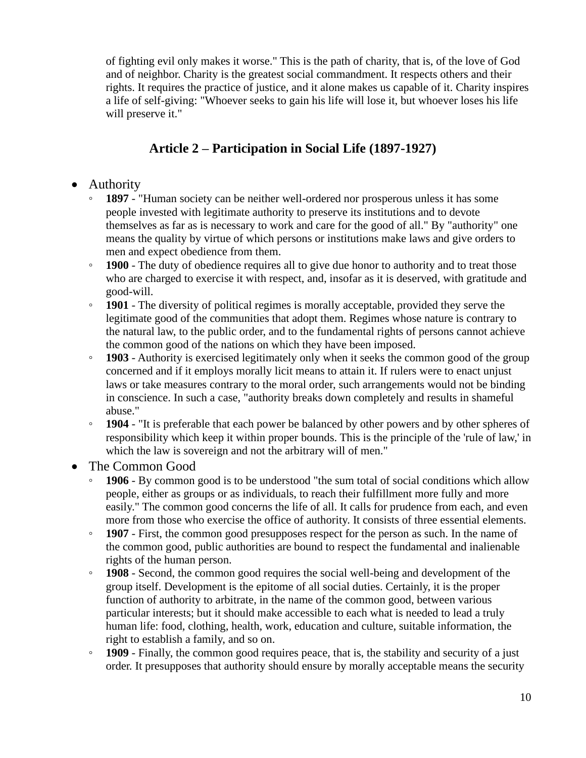of fighting evil only makes it worse." This is the path of charity, that is, of the love of God and of neighbor. Charity is the greatest social commandment. It respects others and their rights. It requires the practice of justice, and it alone makes us capable of it. Charity inspires a life of self-giving: "Whoever seeks to gain his life will lose it, but whoever loses his life will preserve it."

## Article 2 – Participation in Social Life (1897-1927)

- Authority
  - **1897** - "Human society can be neither well-ordered nor prosperous unless it has some people invested with legitimate authority to preserve its institutions and to devote themselves as far as is necessary to work and care for the good of all." By "authority" one means the quality by virtue of which persons or institutions make laws and give orders to men and expect obedience from them.
  - **1900** - The duty of obedience requires all to give due honor to authority and to treat those who are charged to exercise it with respect, and, insofar as it is deserved, with gratitude and good-will.
  - **1901** - The diversity of political regimes is morally acceptable, provided they serve the legitimate good of the communities that adopt them. Regimes whose nature is contrary to the natural law, to the public order, and to the fundamental rights of persons cannot achieve the common good of the nations on which they have been imposed.
  - **1903** - Authority is exercised legitimately only when it seeks the common good of the group concerned and if it employs morally licit means to attain it. If rulers were to enact unjust laws or take measures contrary to the moral order, such arrangements would not be binding in conscience. In such a case, "authority breaks down completely and results in shameful abuse."
  - **1904** - "It is preferable that each power be balanced by other powers and by other spheres of responsibility which keep it within proper bounds. This is the principle of the 'rule of law,' in which the law is sovereign and not the arbitrary will of men."
- The Common Good
  - **1906** - By common good is to be understood "the sum total of social conditions which allow people, either as groups or as individuals, to reach their fulfillment more fully and more easily." The common good concerns the life of all. It calls for prudence from each, and even more from those who exercise the office of authority. It consists of three essential elements.
  - **1907** - First, the common good presupposes respect for the person as such. In the name of the common good, public authorities are bound to respect the fundamental and inalienable rights of the human person.
  - **1908** - Second, the common good requires the social well-being and development of the group itself. Development is the epitome of all social duties. Certainly, it is the proper function of authority to arbitrate, in the name of the common good, between various particular interests; but it should make accessible to each what is needed to lead a truly human life: food, clothing, health, work, education and culture, suitable information, the right to establish a family, and so on.
  - **1909** - Finally, the common good requires peace, that is, the stability and security of a just order. It presupposes that authority should ensure by morally acceptable means the security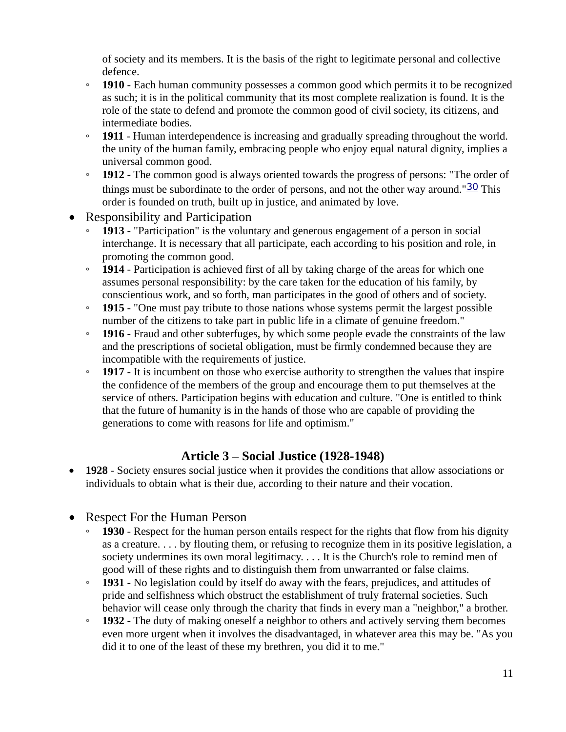of society and its members. It is the basis of the right to legitimate personal and collective defence.

  - **1910** - Each human community possesses a common good which permits it to be recognized as such; it is in the political community that its most complete realization is found. It is the role of the state to defend and promote the common good of civil society, its citizens, and intermediate bodies.
  - **1911** - Human interdependence is increasing and gradually spreading throughout the world. the unity of the human family, embracing people who enjoy equal natural dignity, implies a universal common good.
  - **1912** - The common good is always oriented towards the progress of persons: "The order of things must be subordinate to the order of persons, and not the other way around."[30] This order is founded on truth, built up in justice, and animated by love.
- Responsibility and Participation
  - **1913** - "Participation" is the voluntary and generous engagement of a person in social interchange. It is necessary that all participate, each according to his position and role, in promoting the common good.
  - **1914** - Participation is achieved first of all by taking charge of the areas for which one assumes personal responsibility: by the care taken for the education of his family, by conscientious work, and so forth, man participates in the good of others and of society.
  - **1915** - "One must pay tribute to those nations whose systems permit the largest possible number of the citizens to take part in public life in a climate of genuine freedom."
  - **1916 -** Fraud and other subterfuges, by which some people evade the constraints of the law and the prescriptions of societal obligation, must be firmly condemned because they are incompatible with the requirements of justice.
  - **1917** - It is incumbent on those who exercise authority to strengthen the values that inspire the confidence of the members of the group and encourage them to put themselves at the service of others. Participation begins with education and culture. "One is entitled to think that the future of humanity is in the hands of those who are capable of providing the generations to come with reasons for life and optimism."

## Article 3 – Social Justice (1928-1948)

- **1928** - Society ensures social justice when it provides the conditions that allow associations or individuals to obtain what is their due, according to their nature and their vocation.

- Respect For the Human Person
  - **1930** - Respect for the human person entails respect for the rights that flow from his dignity as a creature. . . . by flouting them, or refusing to recognize them in its positive legislation, a society undermines its own moral legitimacy. . . . It is the Church's role to remind men of good will of these rights and to distinguish them from unwarranted or false claims.
  - **1931** - No legislation could by itself do away with the fears, prejudices, and attitudes of pride and selfishness which obstruct the establishment of truly fraternal societies. Such behavior will cease only through the charity that finds in every man a "neighbor," a brother.
  - **1932** - The duty of making oneself a neighbor to others and actively serving them becomes even more urgent when it involves the disadvantaged, in whatever area this may be. "As you did it to one of the least of these my brethren, you did it to me."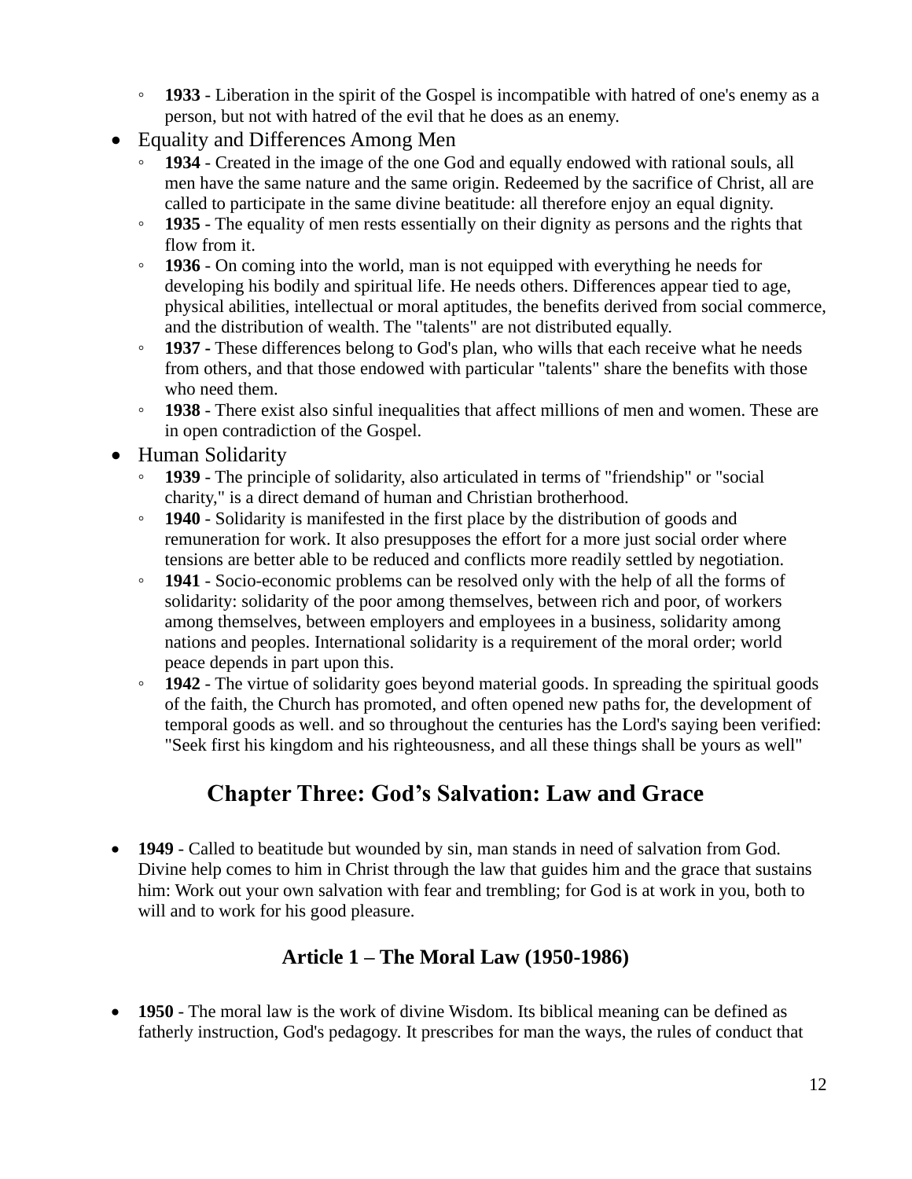- **1933** - Liberation in the spirit of the Gospel is incompatible with hatred of one's enemy as a person, but not with hatred of the evil that he does as an enemy.
- Equality and Differences Among Men
  - **1934** - Created in the image of the one God and equally endowed with rational souls, all men have the same nature and the same origin. Redeemed by the sacrifice of Christ, all are called to participate in the same divine beatitude: all therefore enjoy an equal dignity.
  - **1935** - The equality of men rests essentially on their dignity as persons and the rights that flow from it.
  - **1936** - On coming into the world, man is not equipped with everything he needs for developing his bodily and spiritual life. He needs others. Differences appear tied to age, physical abilities, intellectual or moral aptitudes, the benefits derived from social commerce, and the distribution of wealth. The "talents" are not distributed equally.
  - **1937 -** These differences belong to God's plan, who wills that each receive what he needs from others, and that those endowed with particular "talents" share the benefits with those who need them.
  - **1938** - There exist also sinful inequalities that affect millions of men and women. These are in open contradiction of the Gospel.
- Human Solidarity
  - **1939** - The principle of solidarity, also articulated in terms of "friendship" or "social charity," is a direct demand of human and Christian brotherhood.
  - **1940** - Solidarity is manifested in the first place by the distribution of goods and remuneration for work. It also presupposes the effort for a more just social order where tensions are better able to be reduced and conflicts more readily settled by negotiation.
  - **1941** - Socio-economic problems can be resolved only with the help of all the forms of solidarity: solidarity of the poor among themselves, between rich and poor, of workers among themselves, between employers and employees in a business, solidarity among nations and peoples. International solidarity is a requirement of the moral order; world peace depends in part upon this.
  - **1942** - The virtue of solidarity goes beyond material goods. In spreading the spiritual goods of the faith, the Church has promoted, and often opened new paths for, the development of temporal goods as well. and so throughout the centuries has the Lord's saying been verified: "Seek first his kingdom and his righteousness, and all these things shall be yours as well"

## Chapter Three: God's Salvation: Law and Grace

- **1949** - Called to beatitude but wounded by sin, man stands in need of salvation from God. Divine help comes to him in Christ through the law that guides him and the grace that sustains him: Work out your own salvation with fear and trembling; for God is at work in you, both to will and to work for his good pleasure.

### Article 1 – The Moral Law (1950-1986)

- **1950** - The moral law is the work of divine Wisdom. Its biblical meaning can be defined as fatherly instruction, God's pedagogy. It prescribes for man the ways, the rules of conduct that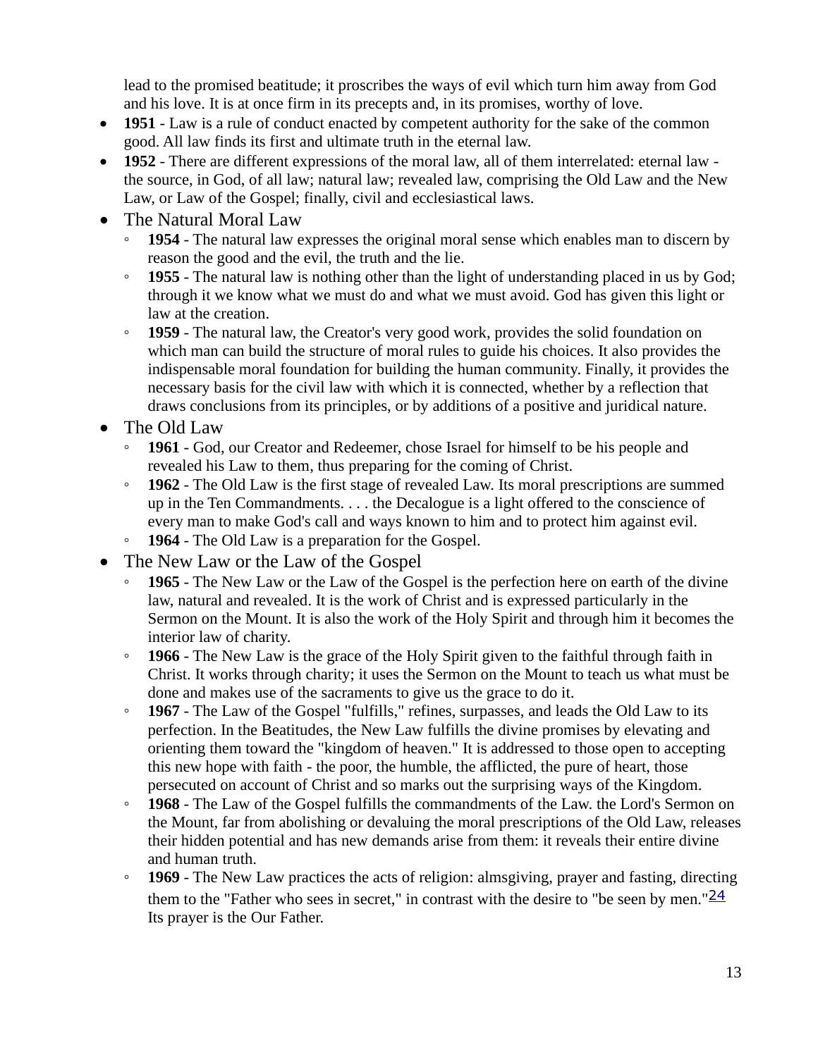lead to the promised beatitude; it proscribes the ways of evil which turn him away from God and his love. It is at once firm in its precepts and, in its promises, worthy of love.

- **1951** - Law is a rule of conduct enacted by competent authority for the sake of the common good. All law finds its first and ultimate truth in the eternal law.
- **1952** - There are different expressions of the moral law, all of them interrelated: eternal law - the source, in God, of all law; natural law; revealed law, comprising the Old Law and the New Law, or Law of the Gospel; finally, civil and ecclesiastical laws.
- The Natural Moral Law
  - **1954** - The natural law expresses the original moral sense which enables man to discern by reason the good and the evil, the truth and the lie.
  - **1955** - The natural law is nothing other than the light of understanding placed in us by God; through it we know what we must do and what we must avoid. God has given this light or law at the creation.
  - **1959** - The natural law, the Creator's very good work, provides the solid foundation on which man can build the structure of moral rules to guide his choices. It also provides the indispensable moral foundation for building the human community. Finally, it provides the necessary basis for the civil law with which it is connected, whether by a reflection that draws conclusions from its principles, or by additions of a positive and juridical nature.
- The Old Law
  - **1961** - God, our Creator and Redeemer, chose Israel for himself to be his people and revealed his Law to them, thus preparing for the coming of Christ.
  - **1962** - The Old Law is the first stage of revealed Law. Its moral prescriptions are summed up in the Ten Commandments. . . . the Decalogue is a light offered to the conscience of every man to make God's call and ways known to him and to protect him against evil.
  - **1964** - The Old Law is a preparation for the Gospel.
- The New Law or the Law of the Gospel
  - **1965** - The New Law or the Law of the Gospel is the perfection here on earth of the divine law, natural and revealed. It is the work of Christ and is expressed particularly in the Sermon on the Mount. It is also the work of the Holy Spirit and through him it becomes the interior law of charity.
  - **1966** - The New Law is the grace of the Holy Spirit given to the faithful through faith in Christ. It works through charity; it uses the Sermon on the Mount to teach us what must be done and makes use of the sacraments to give us the grace to do it.
  - **1967** - The Law of the Gospel "fulfills," refines, surpasses, and leads the Old Law to its perfection. In the Beatitudes, the New Law fulfills the divine promises by elevating and orienting them toward the "kingdom of heaven." It is addressed to those open to accepting this new hope with faith - the poor, the humble, the afflicted, the pure of heart, those persecuted on account of Christ and so marks out the surprising ways of the Kingdom.
  - **1968** - The Law of the Gospel fulfills the commandments of the Law. the Lord's Sermon on the Mount, far from abolishing or devaluing the moral prescriptions of the Old Law, releases their hidden potential and has new demands arise from them: it reveals their entire divine and human truth.
  - **1969** - The New Law practices the acts of religion: almsgiving, prayer and fasting, directing them to the "Father who sees in secret," in contrast with the desire to "be seen by men."[24] Its prayer is the Our Father.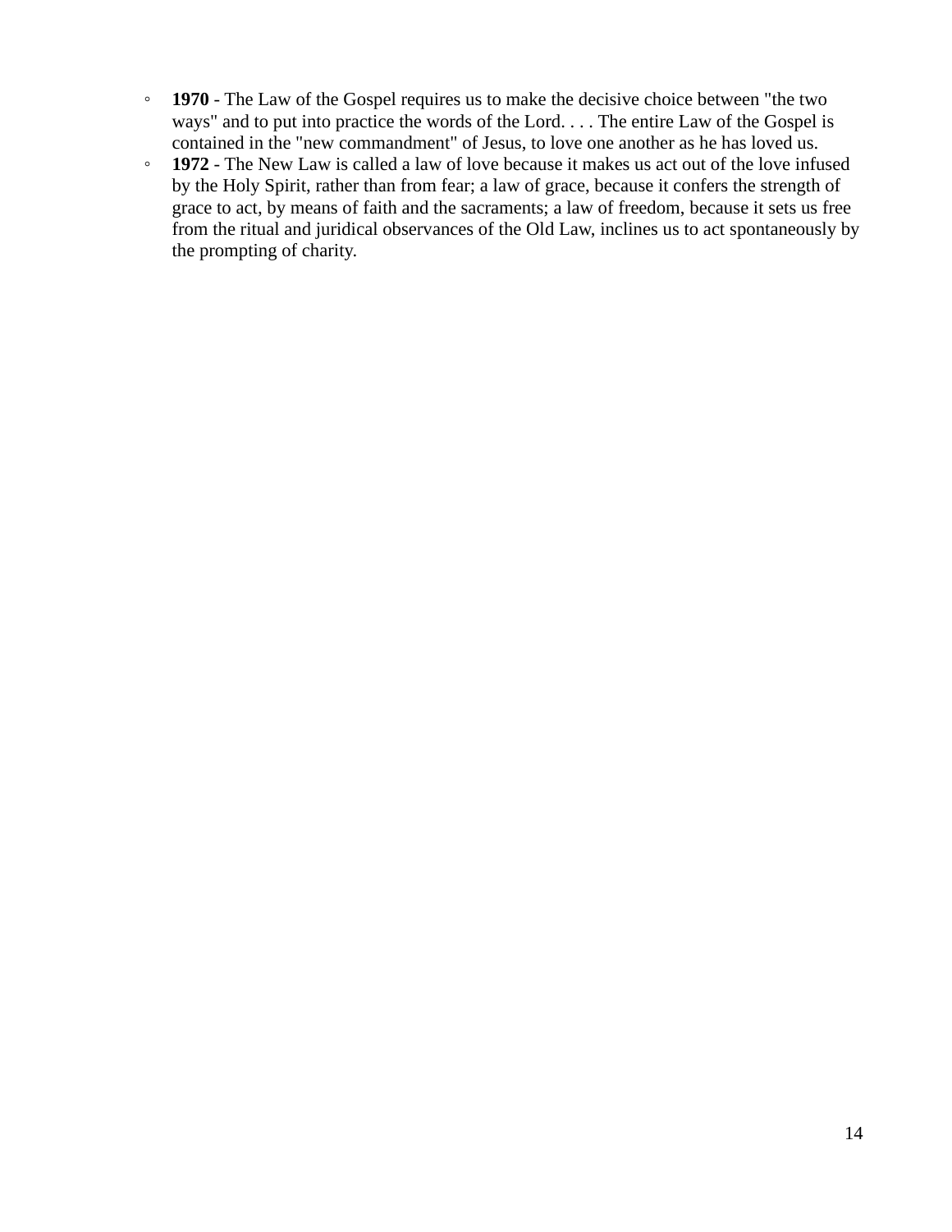- **1970** - The Law of the Gospel requires us to make the decisive choice between "the two ways" and to put into practice the words of the Lord. . . . The entire Law of the Gospel is contained in the "new commandment" of Jesus, to love one another as he has loved us.
- **1972** - The New Law is called a law of love because it makes us act out of the love infused by the Holy Spirit, rather than from fear; a law of grace, because it confers the strength of grace to act, by means of faith and the sacraments; a law of freedom, because it sets us free from the ritual and juridical observances of the Old Law, inclines us to act spontaneously by the prompting of charity.